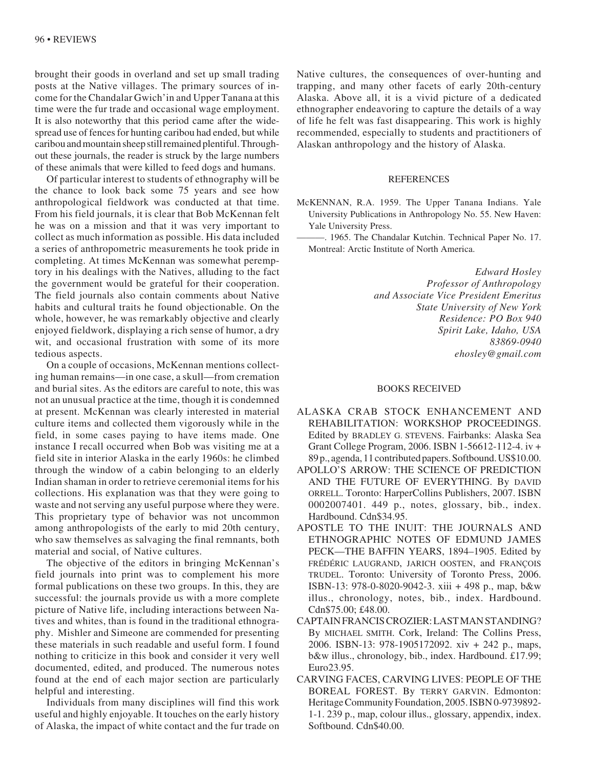brought their goods in overland and set up small trading posts at the Native villages. The primary sources of income for the Chandalar Gwich'in and Upper Tanana at this time were the fur trade and occasional wage employment. It is also noteworthy that this period came after the widespread use of fences for hunting caribou had ended, but while caribou and mountain sheep still remained plentiful. Throughout these journals, the reader is struck by the large numbers of these animals that were killed to feed dogs and humans.

Of particular interest to students of ethnography will be the chance to look back some 75 years and see how anthropological fieldwork was conducted at that time. From his field journals, it is clear that Bob McKennan felt he was on a mission and that it was very important to collect as much information as possible. His data included a series of anthropometric measurements he took pride in completing. At times McKennan was somewhat peremptory in his dealings with the Natives, alluding to the fact the government would be grateful for their cooperation. The field journals also contain comments about Native habits and cultural traits he found objectionable. On the whole, however, he was remarkably objective and clearly enjoyed fieldwork, displaying a rich sense of humor, a dry wit, and occasional frustration with some of its more tedious aspects.

On a couple of occasions, McKennan mentions collecting human remains—in one case, a skull—from cremation and burial sites. As the editors are careful to note, this was not an unusual practice at the time, though it is condemned at present. McKennan was clearly interested in material culture items and collected them vigorously while in the field, in some cases paying to have items made. One instance I recall occurred when Bob was visiting me at a field site in interior Alaska in the early 1960s: he climbed through the window of a cabin belonging to an elderly Indian shaman in order to retrieve ceremonial items for his collections. His explanation was that they were going to waste and not serving any useful purpose where they were. This proprietary type of behavior was not uncommon among anthropologists of the early to mid 20th century, who saw themselves as salvaging the final remnants, both material and social, of Native cultures.

The objective of the editors in bringing McKennan's field journals into print was to complement his more formal publications on these two groups. In this, they are successful: the journals provide us with a more complete picture of Native life, including interactions between Natives and whites, than is found in the traditional ethnography. Mishler and Simeone are commended for presenting these materials in such readable and useful form. I found nothing to criticize in this book and consider it very well documented, edited, and produced. The numerous notes found at the end of each major section are particularly helpful and interesting.

Individuals from many disciplines will find this work useful and highly enjoyable. It touches on the early history of Alaska, the impact of white contact and the fur trade on Native cultures, the consequences of over-hunting and trapping, and many other facets of early 20th-century Alaska. Above all, it is a vivid picture of a dedicated ethnographer endeavoring to capture the details of a way of life he felt was fast disappearing. This work is highly recommended, especially to students and practitioners of Alaskan anthropology and the history of Alaska.

## REFERENCES

McKENNAN, R.A. 1959. The Upper Tanana Indians. Yale University Publications in Anthropology No. 55. New Haven: Yale University Press.

———. 1965. The Chandalar Kutchin. Technical Paper No. 17. Montreal: Arctic Institute of North America.

*Edward Hosley*
*Professor of Anthropology*
*and Associate Vice President Emeritus*
*State University of New York*
*Residence: PO Box 940*
*Spirit Lake, Idaho, USA*
*83869-0940*
*ehosley@gmail.com*

## BOOKS RECEIVED

ALASKA CRAB STOCK ENHANCEMENT AND REHABILITATION: WORKSHOP PROCEEDINGS. Edited by BRADLEY G. STEVENS. Fairbanks: Alaska Sea Grant College Program, 2006. ISBN 1-56612-112-4. iv + 89 p., agenda, 11 contributed papers. Softbound. US$10.00.

APOLLO'S ARROW: THE SCIENCE OF PREDICTION AND THE FUTURE OF EVERYTHING. By DAVID ORRELL. Toronto: HarperCollins Publishers, 2007. ISBN 0002007401. 449 p., notes, glossary, bib., index. Hardbound. Cdn$34.95.

APOSTLE TO THE INUIT: THE JOURNALS AND ETHNOGRAPHIC NOTES OF EDMUND JAMES PECK—THE BAFFIN YEARS, 1894–1905. Edited by FRÉDÉRIC LAUGRAND, JARICH OOSTEN, and FRANÇOIS TRUDEL. Toronto: University of Toronto Press, 2006. ISBN-13: 978-0-8020-9042-3. xiii + 498 p., map, b&w illus., chronology, notes, bib., index. Hardbound. Cdn$75.00; £48.00.

CAPTAIN FRANCIS CROZIER: LAST MAN STANDING? By MICHAEL SMITH. Cork, Ireland: The Collins Press, 2006. ISBN-13: 978-1905172092. xiv + 242 p., maps, b&w illus., chronology, bib., index. Hardbound. £17.99; Euro23.95.

CARVING FACES, CARVING LIVES: PEOPLE OF THE BOREAL FOREST. By TERRY GARVIN. Edmonton: Heritage Community Foundation, 2005. ISBN 0-9739892-1-1. 239 p., map, colour illus., glossary, appendix, index. Softbound. Cdn$40.00.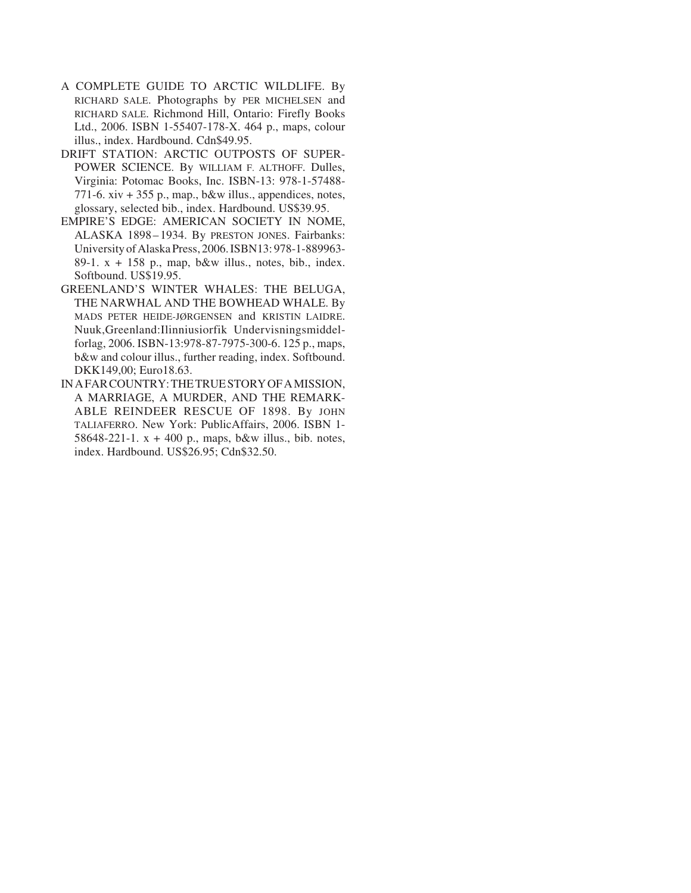A COMPLETE GUIDE TO ARCTIC WILDLIFE. By RICHARD SALE. Photographs by PER MICHELSEN and RICHARD SALE. Richmond Hill, Ontario: Firefly Books Ltd., 2006. ISBN 1-55407-178-X. 464 p., maps, colour illus., index. Hardbound. Cdn$49.95.

DRIFT STATION: ARCTIC OUTPOSTS OF SUPER-POWER SCIENCE. By WILLIAM F. ALTHOFF. Dulles, Virginia: Potomac Books, Inc. ISBN-13: 978-1-57488-771-6. xiv + 355 p., map., b&w illus., appendices, notes, glossary, selected bib., index. Hardbound. US$39.95.

EMPIRE'S EDGE: AMERICAN SOCIETY IN NOME, ALASKA 1898–1934. By PRESTON JONES. Fairbanks: University of Alaska Press, 2006. ISBN13: 978-1-889963-89-1. x + 158 p., map, b&w illus., notes, bib., index. Softbound. US$19.95.

GREENLAND'S WINTER WHALES: THE BELUGA, THE NARWHAL AND THE BOWHEAD WHALE. By MADS PETER HEIDE-JØRGENSEN and KRISTIN LAIDRE. Nuuk, Greenland: Ilinniusiorfik Undervisningsmiddelforlag, 2006. ISBN-13:978-87-7975-300-6. 125 p., maps, b&w and colour illus., further reading, index. Softbound. DKK149,00; Euro18.63.

IN A FAR COUNTRY: THE TRUE STORY OF A MISSION, A MARRIAGE, A MURDER, AND THE REMARKABLE REINDEER RESCUE OF 1898. By JOHN TALIAFERRO. New York: PublicAffairs, 2006. ISBN 1-58648-221-1. x + 400 p., maps, b&w illus., bib. notes, index. Hardbound. US$26.95; Cdn$32.50.